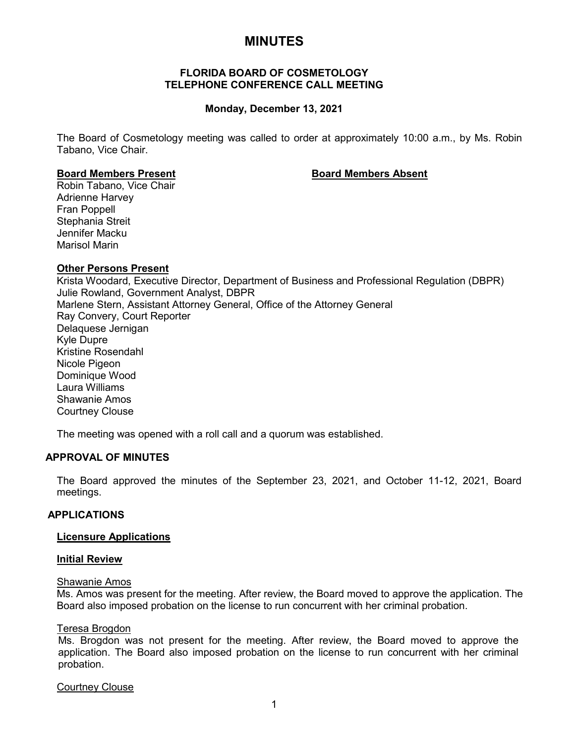# MINUTES

**FLORIDA BOARD OF COSMETOLOGY**
**TELEPHONE CONFERENCE CALL MEETING**

**Monday, December 13, 2021**

The Board of Cosmetology meeting was called to order at approximately 10:00 a.m., by Ms. Robin Tabano, Vice Chair.

| **Board Members Present** | **Board Members Absent** |
|---|---|
| Robin Tabano, Vice Chair | |
| Adrienne Harvey | |
| Fran Poppell | |
| Stephania Streit | |
| Jennifer Macku | |
| Marisol Marin | |

**Other Persons Present**

Krista Woodard, Executive Director, Department of Business and Professional Regulation (DBPR)
Julie Rowland, Government Analyst, DBPR
Marlene Stern, Assistant Attorney General, Office of the Attorney General
Ray Convery, Court Reporter
Delaquese Jernigan
Kyle Dupre
Kristine Rosendahl
Nicole Pigeon
Dominique Wood
Laura Williams
Shawanie Amos
Courtney Clouse

The meeting was opened with a roll call and a quorum was established.

## APPROVAL OF MINUTES

The Board approved the minutes of the September 23, 2021, and October 11-12, 2021, Board meetings.

## APPLICATIONS

**Licensure Applications**

**Initial Review**

Shawanie Amos
Ms. Amos was present for the meeting. After review, the Board moved to approve the application. The Board also imposed probation on the license to run concurrent with her criminal probation.

Teresa Brogdon
Ms. Brogdon was not present for the meeting. After review, the Board moved to approve the application. The Board also imposed probation on the license to run concurrent with her criminal probation.

Courtney Clouse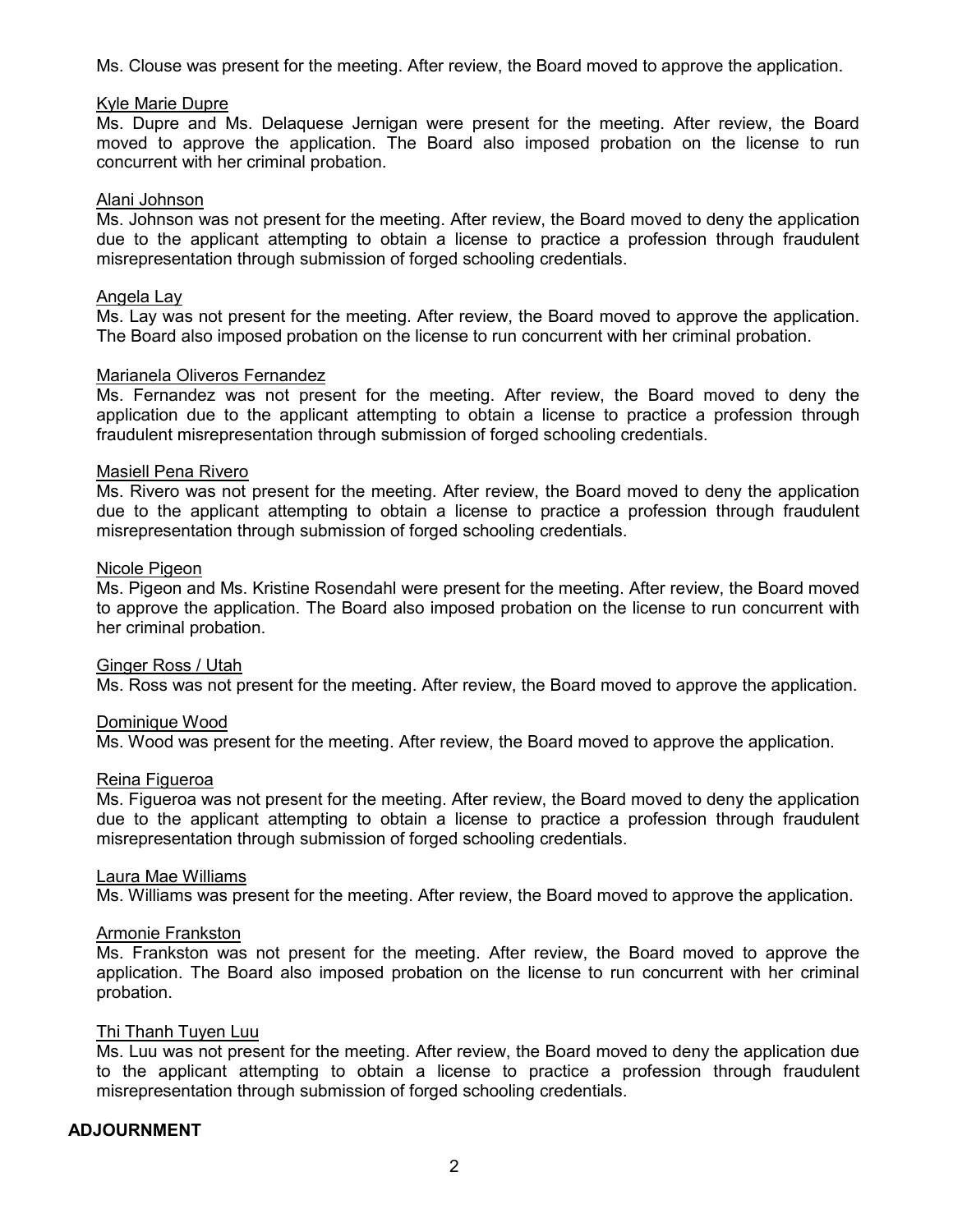Ms. Clouse was present for the meeting. After review, the Board moved to approve the application.

Kyle Marie Dupre

Ms. Dupre and Ms. Delaquese Jernigan were present for the meeting. After review, the Board moved to approve the application. The Board also imposed probation on the license to run concurrent with her criminal probation.

Alani Johnson

Ms. Johnson was not present for the meeting. After review, the Board moved to deny the application due to the applicant attempting to obtain a license to practice a profession through fraudulent misrepresentation through submission of forged schooling credentials.

Angela Lay

Ms. Lay was not present for the meeting. After review, the Board moved to approve the application. The Board also imposed probation on the license to run concurrent with her criminal probation.

Marianela Oliveros Fernandez

Ms. Fernandez was not present for the meeting. After review, the Board moved to deny the application due to the applicant attempting to obtain a license to practice a profession through fraudulent misrepresentation through submission of forged schooling credentials.

Masiell Pena Rivero

Ms. Rivero was not present for the meeting. After review, the Board moved to deny the application due to the applicant attempting to obtain a license to practice a profession through fraudulent misrepresentation through submission of forged schooling credentials.

Nicole Pigeon

Ms. Pigeon and Ms. Kristine Rosendahl were present for the meeting. After review, the Board moved to approve the application. The Board also imposed probation on the license to run concurrent with her criminal probation.

Ginger Ross / Utah

Ms. Ross was not present for the meeting. After review, the Board moved to approve the application.

Dominique Wood

Ms. Wood was present for the meeting. After review, the Board moved to approve the application.

Reina Figueroa

Ms. Figueroa was not present for the meeting. After review, the Board moved to deny the application due to the applicant attempting to obtain a license to practice a profession through fraudulent misrepresentation through submission of forged schooling credentials.

Laura Mae Williams

Ms. Williams was present for the meeting. After review, the Board moved to approve the application.

Armonie Frankston

Ms. Frankston was not present for the meeting. After review, the Board moved to approve the application. The Board also imposed probation on the license to run concurrent with her criminal probation.

Thi Thanh Tuyen Luu

Ms. Luu was not present for the meeting. After review, the Board moved to deny the application due to the applicant attempting to obtain a license to practice a profession through fraudulent misrepresentation through submission of forged schooling credentials.

## ADJOURNMENT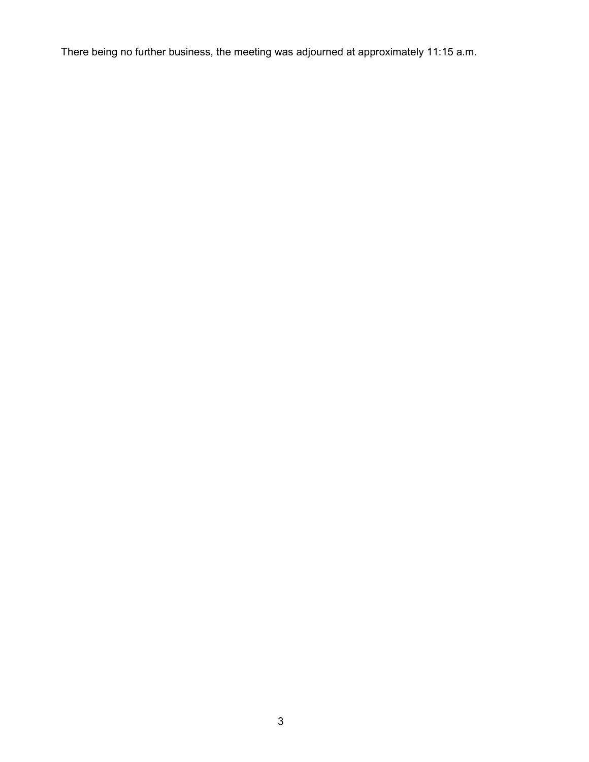There being no further business, the meeting was adjourned at approximately 11:15 a.m.